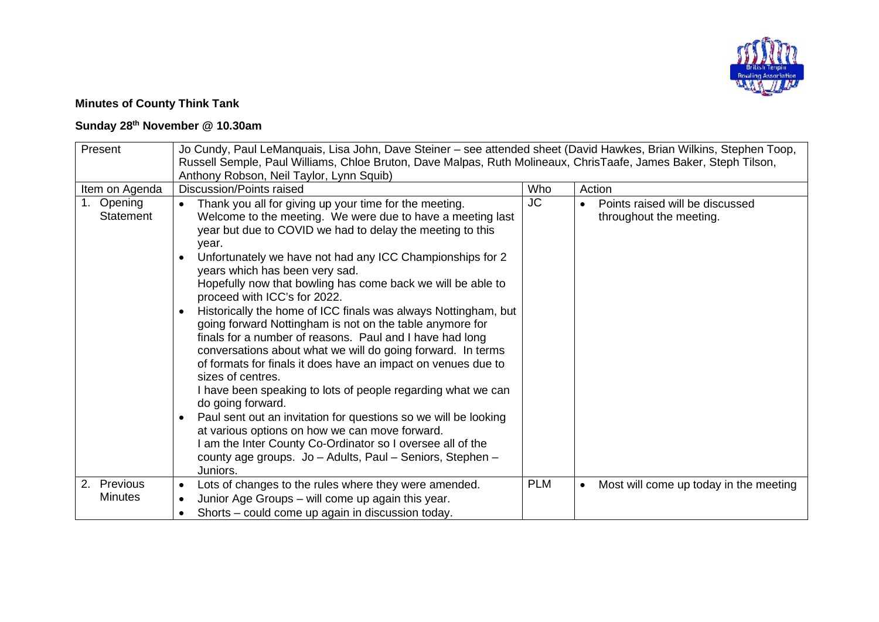**Minutes of County Think Tank**

**Sunday 28th November @ 10.30am**

| Present | Jo Cundy, Paul LeManquais, Lisa John, Dave Steiner – see attended sheet (David Hawkes, Brian Wilkins, Stephen Toop, Russell Semple, Paul Williams, Chloe Bruton, Dave Malpas, Ruth Molineaux, ChrisTaafe, James Baker, Steph Tilson, Anthony Robson, Neil Taylor, Lynn Squib) | | |
|---|---|---|---|
| Item on Agenda | Discussion/Points raised | Who | Action |
| 1. Opening Statement | • Thank you all for giving up your time for the meeting. Welcome to the meeting. We were due to have a meeting last year but due to COVID we had to delay the meeting to this year.<br>• Unfortunately we have not had any ICC Championships for 2 years which has been very sad. Hopefully now that bowling has come back we will be able to proceed with ICC's for 2022.<br>• Historically the home of ICC finals was always Nottingham, but going forward Nottingham is not on the table anymore for finals for a number of reasons. Paul and I have had long conversations about what we will do going forward. In terms of formats for finals it does have an impact on venues due to sizes of centres. I have been speaking to lots of people regarding what we can do going forward.<br>• Paul sent out an invitation for questions so we will be looking at various options on how we can move forward. I am the Inter County Co-Ordinator so I oversee all of the county age groups. Jo – Adults, Paul – Seniors, Stephen – Juniors. | JC | • Points raised will be discussed throughout the meeting. |
| 2. Previous Minutes | • Lots of changes to the rules where they were amended.<br>• Junior Age Groups – will come up again this year.<br>• Shorts – could come up again in discussion today. | PLM | • Most will come up today in the meeting |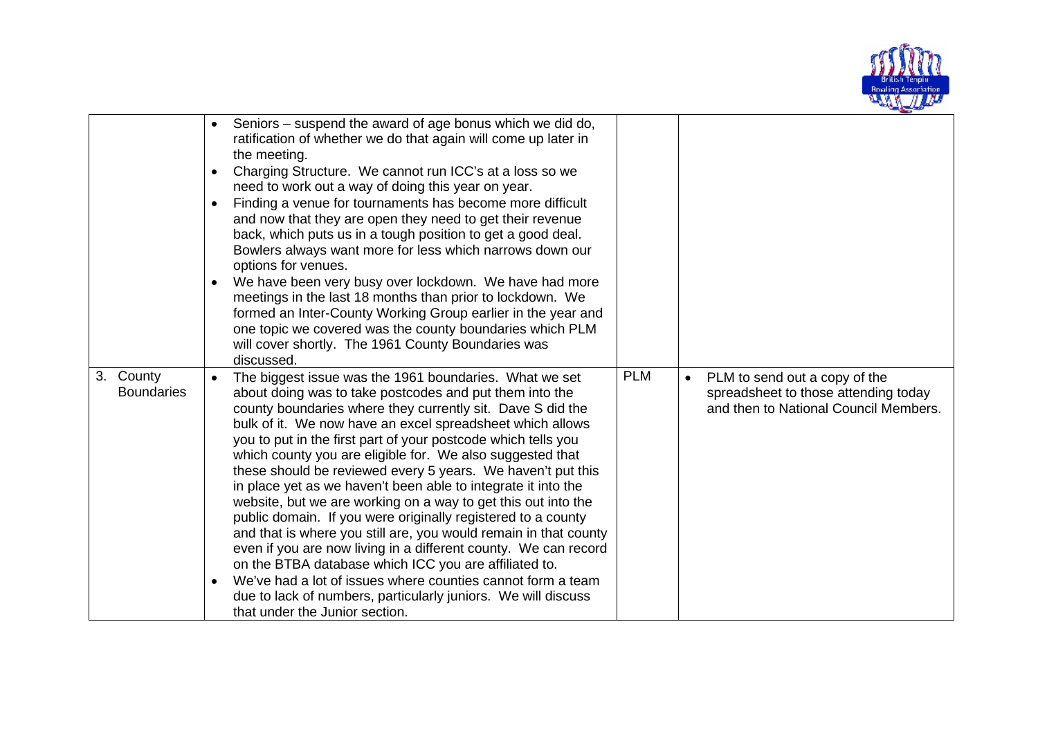| | | | |
|---|---|---|---|
| | • Seniors – suspend the award of age bonus which we did do, ratification of whether we do that again will come up later in the meeting.<br>• Charging Structure. We cannot run ICC's at a loss so we need to work out a way of doing this year on year.<br>• Finding a venue for tournaments has become more difficult and now that they are open they need to get their revenue back, which puts us in a tough position to get a good deal. Bowlers always want more for less which narrows down our options for venues.<br>• We have been very busy over lockdown. We have had more meetings in the last 18 months than prior to lockdown. We formed an Inter-County Working Group earlier in the year and one topic we covered was the county boundaries which PLM will cover shortly. The 1961 County Boundaries was discussed. | | |
| 3. County Boundaries | • The biggest issue was the 1961 boundaries. What we set about doing was to take postcodes and put them into the county boundaries where they currently sit. Dave S did the bulk of it. We now have an excel spreadsheet which allows you to put in the first part of your postcode which tells you which county you are eligible for. We also suggested that these should be reviewed every 5 years. We haven't put this in place yet as we haven't been able to integrate it into the website, but we are working on a way to get this out into the public domain. If you were originally registered to a county and that is where you still are, you would remain in that county even if you are now living in a different county. We can record on the BTBA database which ICC you are affiliated to.<br>• We've had a lot of issues where counties cannot form a team due to lack of numbers, particularly juniors. We will discuss that under the Junior section. | PLM | • PLM to send out a copy of the spreadsheet to those attending today and then to National Council Members. |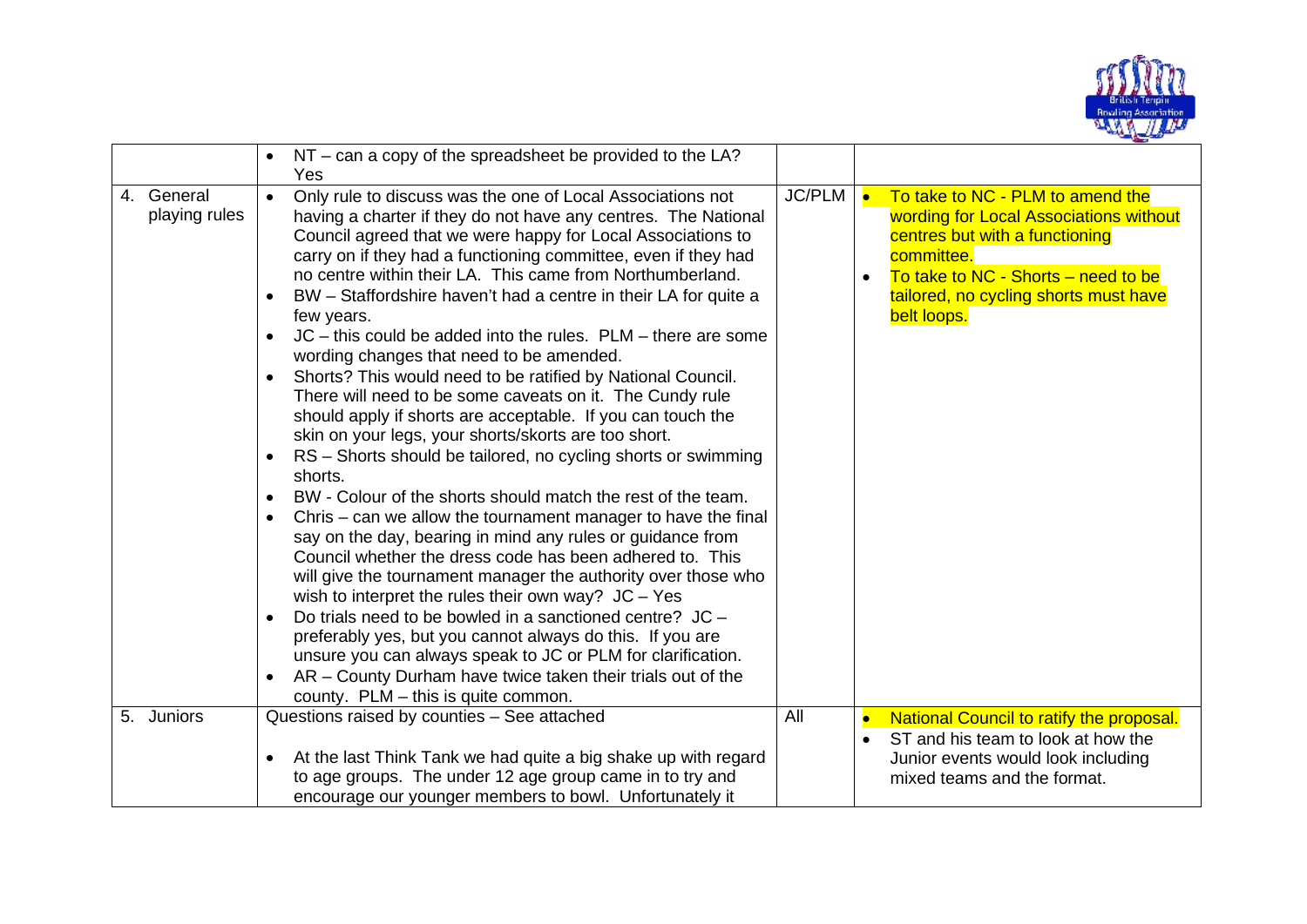| | | | |
|---|---|---|---|
| | • NT – can a copy of the spreadsheet be provided to the LA? Yes | | |
| 4. General playing rules | • Only rule to discuss was the one of Local Associations not having a charter if they do not have any centres. The National Council agreed that we were happy for Local Associations to carry on if they had a functioning committee, even if they had no centre within their LA. This came from Northumberland.<br>• BW – Staffordshire haven't had a centre in their LA for quite a few years.<br>• JC – this could be added into the rules. PLM – there are some wording changes that need to be amended.<br>• Shorts? This would need to be ratified by National Council. There will need to be some caveats on it. The Cundy rule should apply if shorts are acceptable. If you can touch the skin on your legs, your shorts/skorts are too short.<br>• RS – Shorts should be tailored, no cycling shorts or swimming shorts.<br>• BW - Colour of the shorts should match the rest of the team.<br>• Chris – can we allow the tournament manager to have the final say on the day, bearing in mind any rules or guidance from Council whether the dress code has been adhered to. This will give the tournament manager the authority over those who wish to interpret the rules their own way? JC – Yes<br>• Do trials need to be bowled in a sanctioned centre? JC – preferably yes, but you cannot always do this. If you are unsure you can always speak to JC or PLM for clarification.<br>• AR – County Durham have twice taken their trials out of the county. PLM – this is quite common. | JC/PLM | • To take to NC - PLM to amend the wording for Local Associations without centres but with a functioning committee.<br>• To take to NC - Shorts – need to be tailored, no cycling shorts must have belt loops. |
| 5. Juniors | Questions raised by counties – See attached<br><br>• At the last Think Tank we had quite a big shake up with regard to age groups. The under 12 age group came in to try and encourage our younger members to bowl. Unfortunately it | All | • National Council to ratify the proposal.<br>• ST and his team to look at how the Junior events would look including mixed teams and the format. |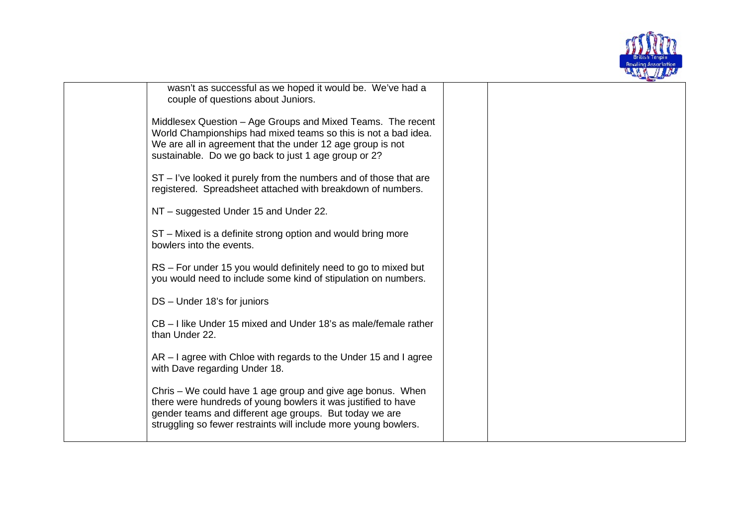| | | | |
|---|---|---|---|
| | wasn't as successful as we hoped it would be. We've had a couple of questions about Juniors.<br><br>Middlesex Question – Age Groups and Mixed Teams. The recent World Championships had mixed teams so this is not a bad idea. We are all in agreement that the under 12 age group is not sustainable. Do we go back to just 1 age group or 2?<br><br>ST – I've looked it purely from the numbers and of those that are registered. Spreadsheet attached with breakdown of numbers.<br><br>NT – suggested Under 15 and Under 22.<br><br>ST – Mixed is a definite strong option and would bring more bowlers into the events.<br><br>RS – For under 15 you would definitely need to go to mixed but you would need to include some kind of stipulation on numbers.<br><br>DS – Under 18's for juniors<br><br>CB – I like Under 15 mixed and Under 18's as male/female rather than Under 22.<br><br>AR – I agree with Chloe with regards to the Under 15 and I agree with Dave regarding Under 18.<br><br>Chris – We could have 1 age group and give age bonus. When there were hundreds of young bowlers it was justified to have gender teams and different age groups. But today we are struggling so fewer restraints will include more young bowlers. | | |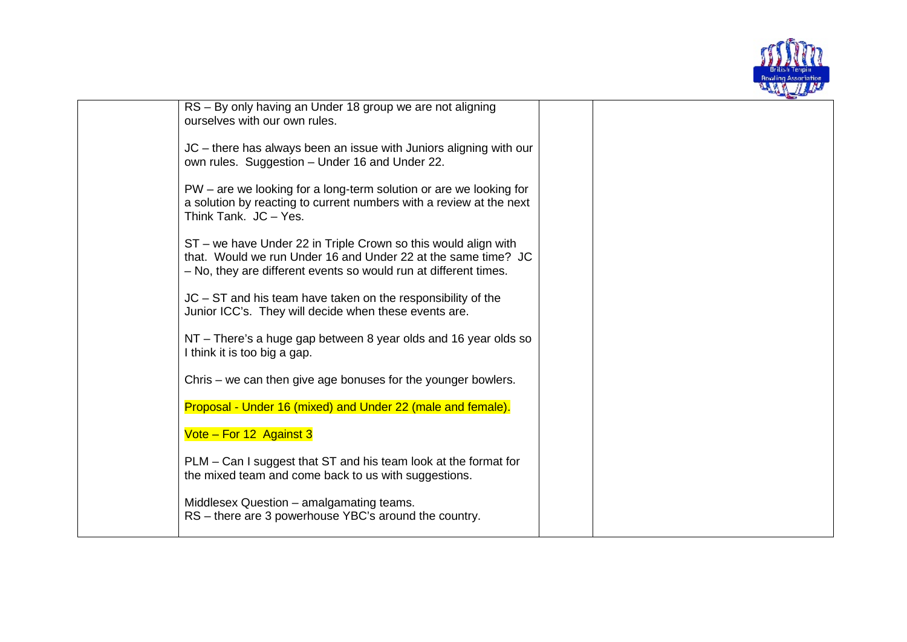| | | | |
|---|---|---|---|
| | RS – By only having an Under 18 group we are not aligning ourselves with our own rules.<br><br>JC – there has always been an issue with Juniors aligning with our own rules. Suggestion – Under 16 and Under 22.<br><br>PW – are we looking for a long-term solution or are we looking for a solution by reacting to current numbers with a review at the next Think Tank. JC – Yes.<br><br>ST – we have Under 22 in Triple Crown so this would align with that. Would we run Under 16 and Under 22 at the same time? JC – No, they are different events so would run at different times.<br><br>JC – ST and his team have taken on the responsibility of the Junior ICC's. They will decide when these events are.<br><br>NT – There's a huge gap between 8 year olds and 16 year olds so I think it is too big a gap.<br><br>Chris – we can then give age bonuses for the younger bowlers.<br><br>Proposal - Under 16 (mixed) and Under 22 (male and female).<br><br>Vote – For 12 Against 3<br><br>PLM – Can I suggest that ST and his team look at the format for the mixed team and come back to us with suggestions.<br><br>Middlesex Question – amalgamating teams.<br>RS – there are 3 powerhouse YBC's around the country. | | |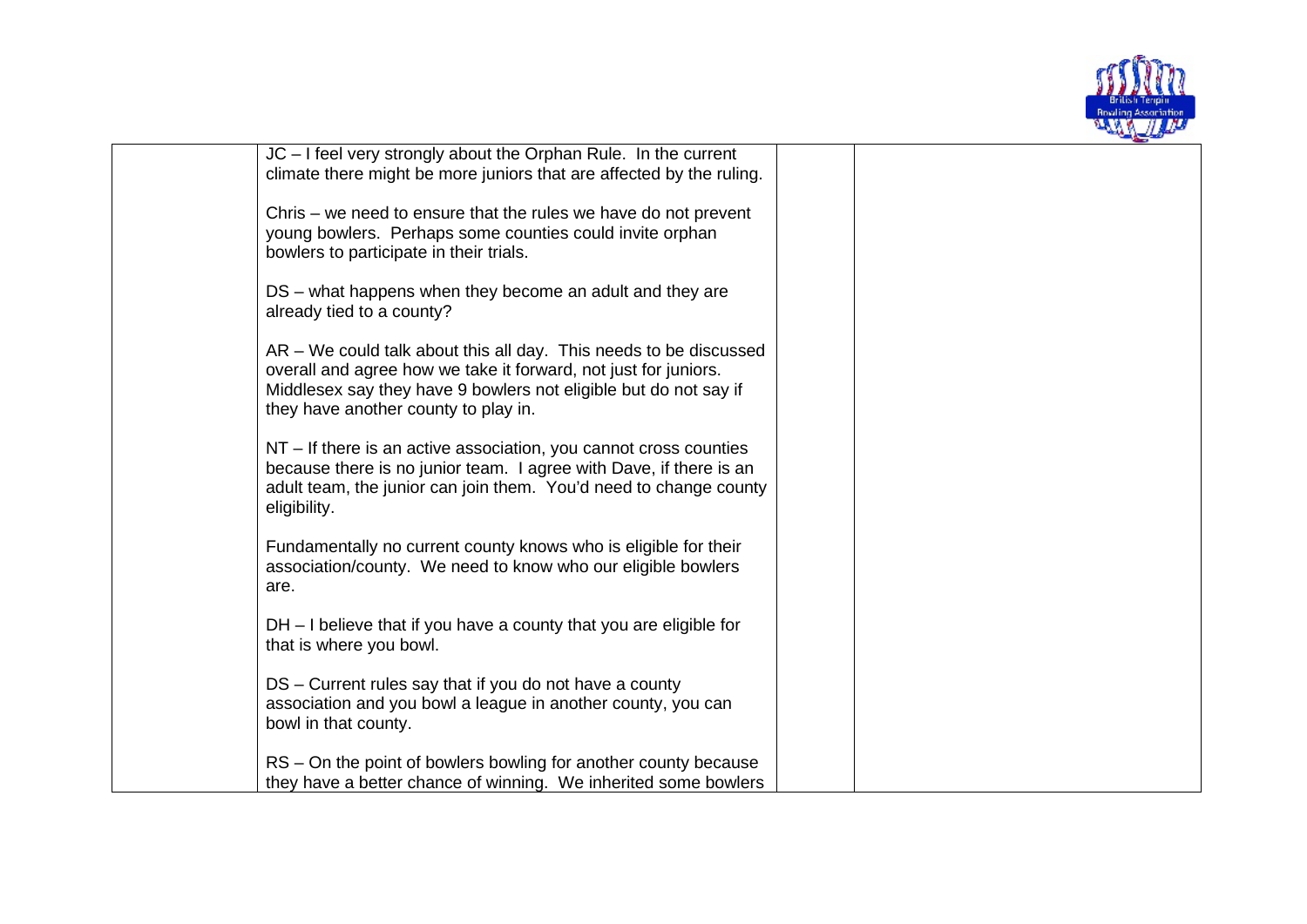| | | | |
|---|---|---|---|
| | JC – I feel very strongly about the Orphan Rule. In the current climate there might be more juniors that are affected by the ruling.<br><br>Chris – we need to ensure that the rules we have do not prevent young bowlers. Perhaps some counties could invite orphan bowlers to participate in their trials.<br><br>DS – what happens when they become an adult and they are already tied to a county?<br><br>AR – We could talk about this all day. This needs to be discussed overall and agree how we take it forward, not just for juniors. Middlesex say they have 9 bowlers not eligible but do not say if they have another county to play in.<br><br>NT – If there is an active association, you cannot cross counties because there is no junior team. I agree with Dave, if there is an adult team, the junior can join them. You'd need to change county eligibility.<br><br>Fundamentally no current county knows who is eligible for their association/county. We need to know who our eligible bowlers are.<br><br>DH – I believe that if you have a county that you are eligible for that is where you bowl.<br><br>DS – Current rules say that if you do not have a county association and you bowl a league in another county, you can bowl in that county.<br><br>RS – On the point of bowlers bowling for another county because they have a better chance of winning. We inherited some bowlers | | |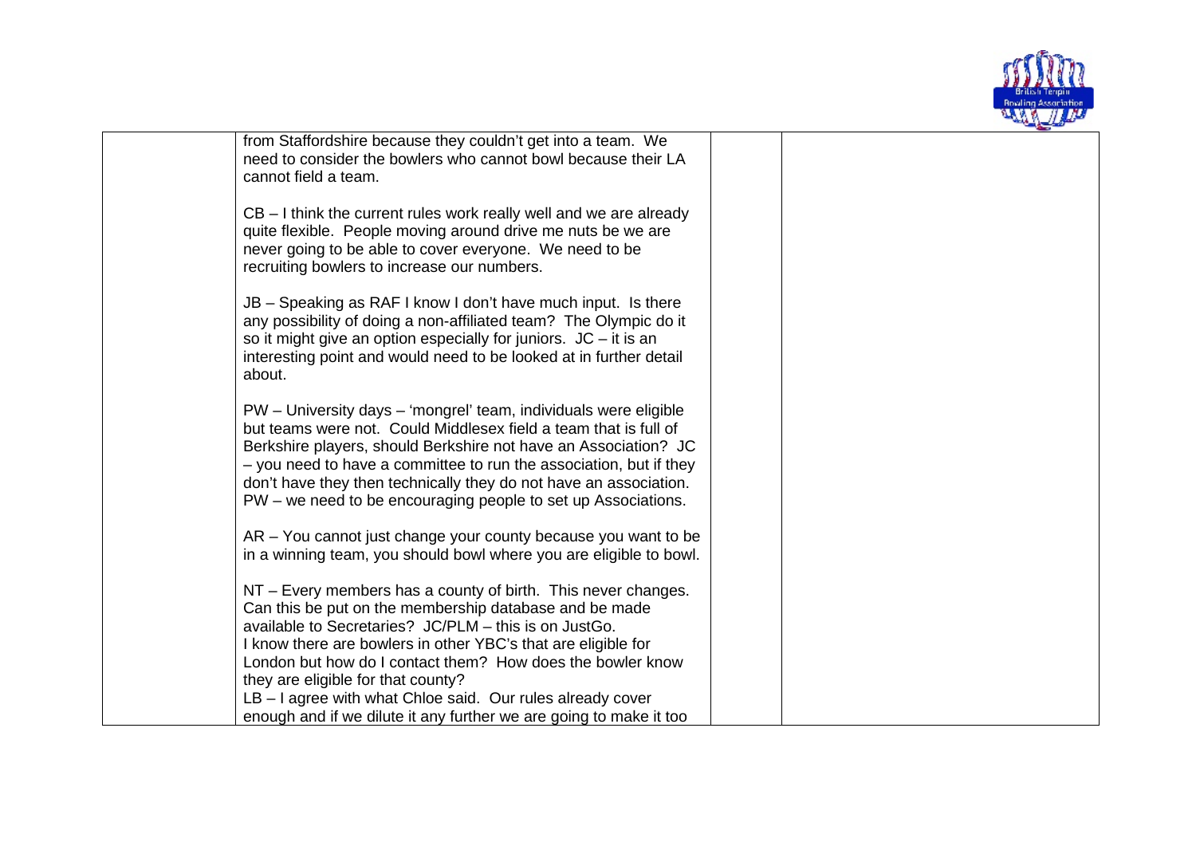| | | | |
|---|---|---|---|
| | from Staffordshire because they couldn't get into a team. We need to consider the bowlers who cannot bowl because their LA cannot field a team.<br><br>CB – I think the current rules work really well and we are already quite flexible. People moving around drive me nuts be we are never going to be able to cover everyone. We need to be recruiting bowlers to increase our numbers.<br><br>JB – Speaking as RAF I know I don't have much input. Is there any possibility of doing a non-affiliated team? The Olympic do it so it might give an option especially for juniors. JC – it is an interesting point and would need to be looked at in further detail about.<br><br>PW – University days – 'mongrel' team, individuals were eligible but teams were not. Could Middlesex field a team that is full of Berkshire players, should Berkshire not have an Association? JC – you need to have a committee to run the association, but if they don't have they then technically they do not have an association. PW – we need to be encouraging people to set up Associations.<br><br>AR – You cannot just change your county because you want to be in a winning team, you should bowl where you are eligible to bowl.<br><br>NT – Every members has a county of birth. This never changes. Can this be put on the membership database and be made available to Secretaries? JC/PLM – this is on JustGo.<br>I know there are bowlers in other YBC's that are eligible for London but how do I contact them? How does the bowler know they are eligible for that county?<br>LB – I agree with what Chloe said. Our rules already cover enough and if we dilute it any further we are going to make it too | | |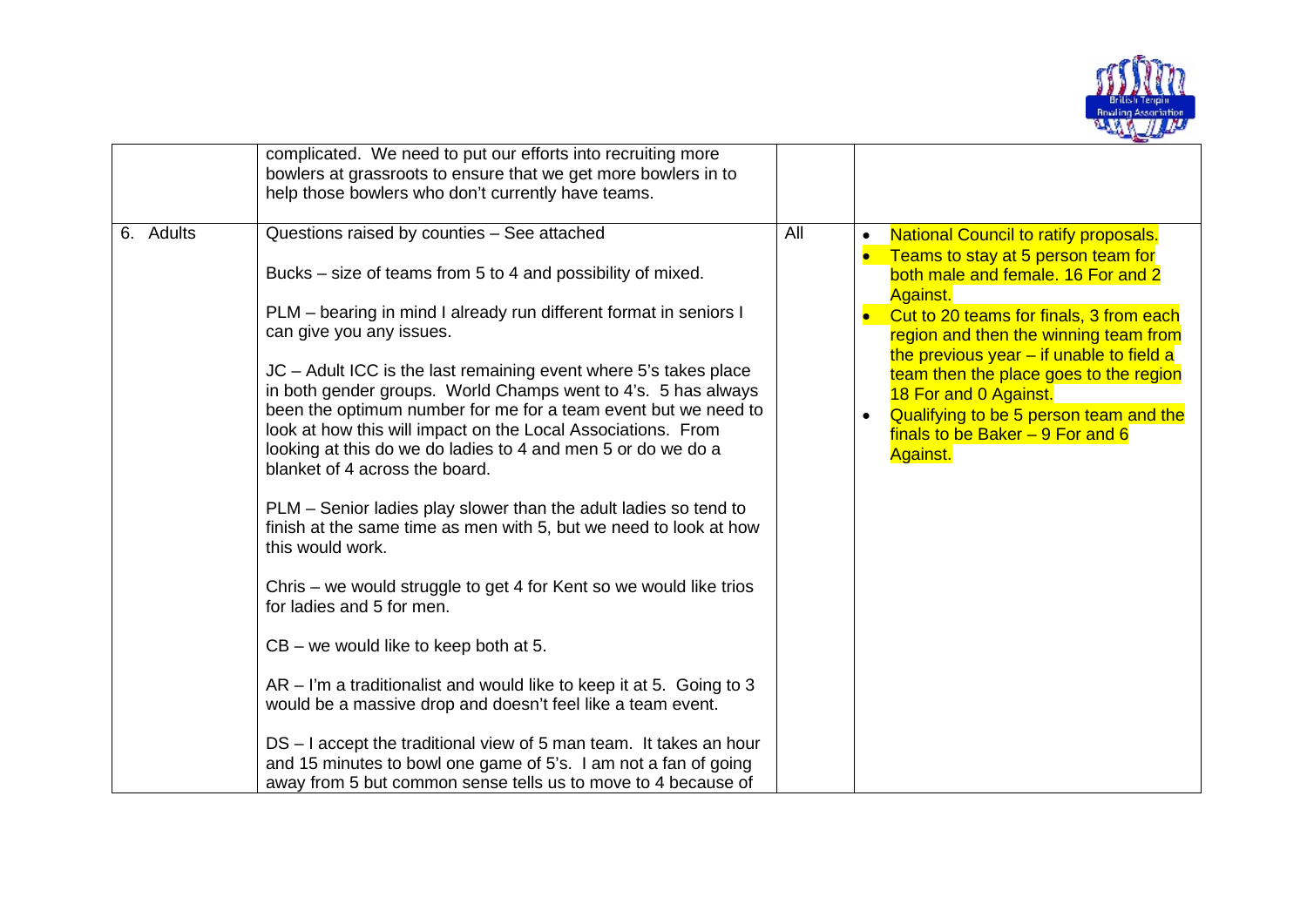| | | | |
|---|---|---|---|
| | complicated. We need to put our efforts into recruiting more bowlers at grassroots to ensure that we get more bowlers in to help those bowlers who don't currently have teams. | | |
| 6. Adults | Questions raised by counties – See attached<br><br>Bucks – size of teams from 5 to 4 and possibility of mixed.<br><br>PLM – bearing in mind I already run different format in seniors I can give you any issues.<br><br>JC – Adult ICC is the last remaining event where 5's takes place in both gender groups. World Champs went to 4's. 5 has always been the optimum number for me for a team event but we need to look at how this will impact on the Local Associations. From looking at this do we do ladies to 4 and men 5 or do we do a blanket of 4 across the board.<br><br>PLM – Senior ladies play slower than the adult ladies so tend to finish at the same time as men with 5, but we need to look at how this would work.<br><br>Chris – we would struggle to get 4 for Kent so we would like trios for ladies and 5 for men.<br><br>CB – we would like to keep both at 5.<br><br>AR – I'm a traditionalist and would like to keep it at 5. Going to 3 would be a massive drop and doesn't feel like a team event.<br><br>DS – I accept the traditional view of 5 man team. It takes an hour and 15 minutes to bowl one game of 5's. I am not a fan of going away from 5 but common sense tells us to move to 4 because of | All | • National Council to ratify proposals.<br>• Teams to stay at 5 person team for both male and female. 16 For and 2 Against.<br>• Cut to 20 teams for finals, 3 from each region and then the winning team from the previous year – if unable to field a team then the place goes to the region 18 For and 0 Against.<br>• Qualifying to be 5 person team and the finals to be Baker – 9 For and 6 Against. |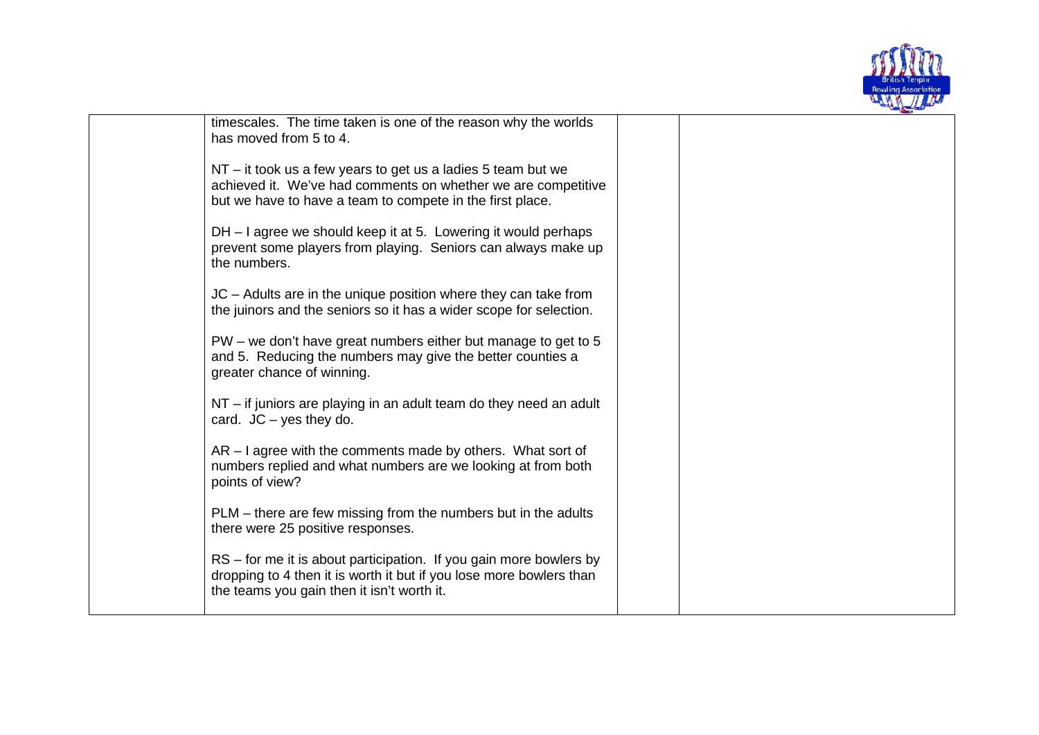| | | | |
|---|---|---|---|
| | timescales. The time taken is one of the reason why the worlds has moved from 5 to 4.<br><br>NT – it took us a few years to get us a ladies 5 team but we achieved it. We've had comments on whether we are competitive but we have to have a team to compete in the first place.<br><br>DH – I agree we should keep it at 5. Lowering it would perhaps prevent some players from playing. Seniors can always make up the numbers.<br><br>JC – Adults are in the unique position where they can take from the juinors and the seniors so it has a wider scope for selection.<br><br>PW – we don't have great numbers either but manage to get to 5 and 5. Reducing the numbers may give the better counties a greater chance of winning.<br><br>NT – if juniors are playing in an adult team do they need an adult card. JC – yes they do.<br><br>AR – I agree with the comments made by others. What sort of numbers replied and what numbers are we looking at from both points of view?<br><br>PLM – there are few missing from the numbers but in the adults there were 25 positive responses.<br><br>RS – for me it is about participation. If you gain more bowlers by dropping to 4 then it is worth it but if you lose more bowlers than the teams you gain then it isn't worth it. | | |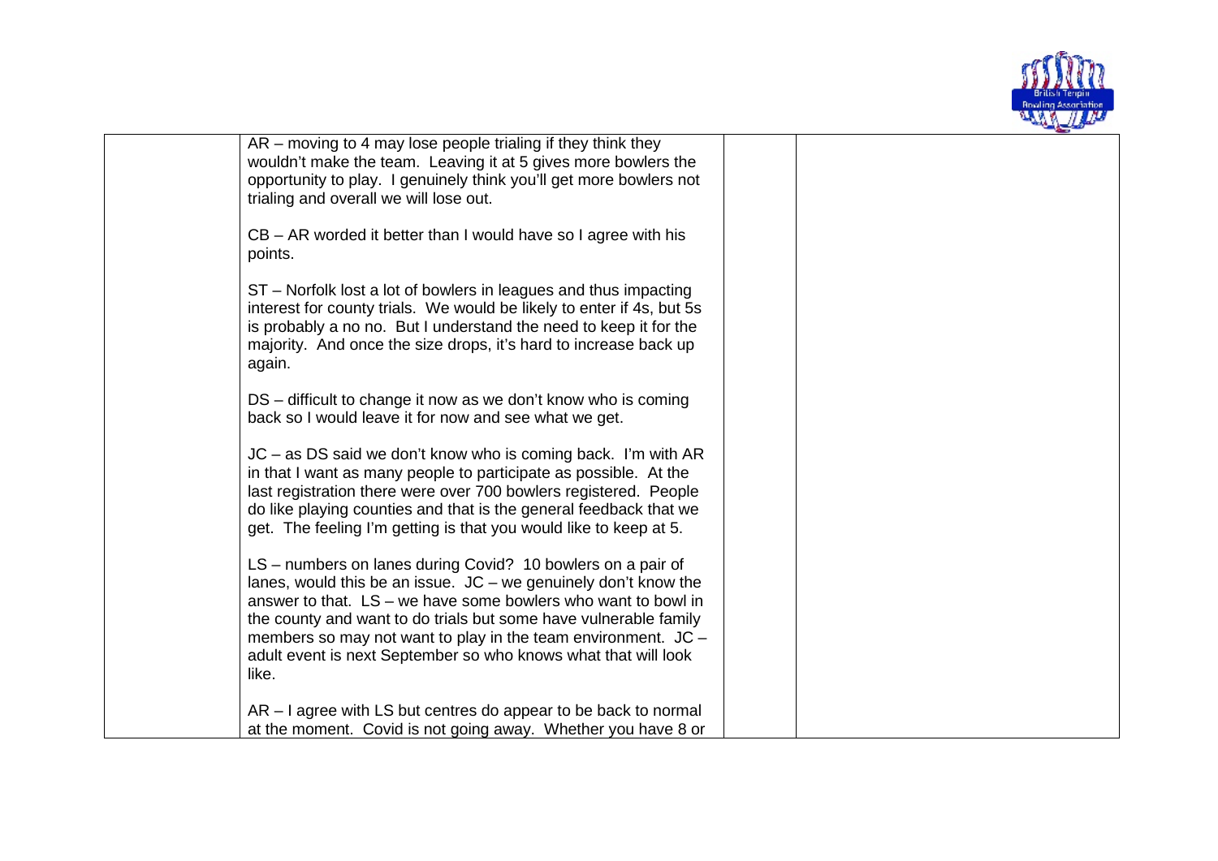| | | | |
|---|---|---|---|
| | AR – moving to 4 may lose people trialing if they think they wouldn't make the team. Leaving it at 5 gives more bowlers the opportunity to play. I genuinely think you'll get more bowlers not trialing and overall we will lose out.<br><br>CB – AR worded it better than I would have so I agree with his points.<br><br>ST – Norfolk lost a lot of bowlers in leagues and thus impacting interest for county trials. We would be likely to enter if 4s, but 5s is probably a no no. But I understand the need to keep it for the majority. And once the size drops, it's hard to increase back up again.<br><br>DS – difficult to change it now as we don't know who is coming back so I would leave it for now and see what we get.<br><br>JC – as DS said we don't know who is coming back. I'm with AR in that I want as many people to participate as possible. At the last registration there were over 700 bowlers registered. People do like playing counties and that is the general feedback that we get. The feeling I'm getting is that you would like to keep at 5.<br><br>LS – numbers on lanes during Covid? 10 bowlers on a pair of lanes, would this be an issue. JC – we genuinely don't know the answer to that. LS – we have some bowlers who want to bowl in the county and want to do trials but some have vulnerable family members so may not want to play in the team environment. JC – adult event is next September so who knows what that will look like.<br><br>AR – I agree with LS but centres do appear to be back to normal at the moment. Covid is not going away. Whether you have 8 or | | |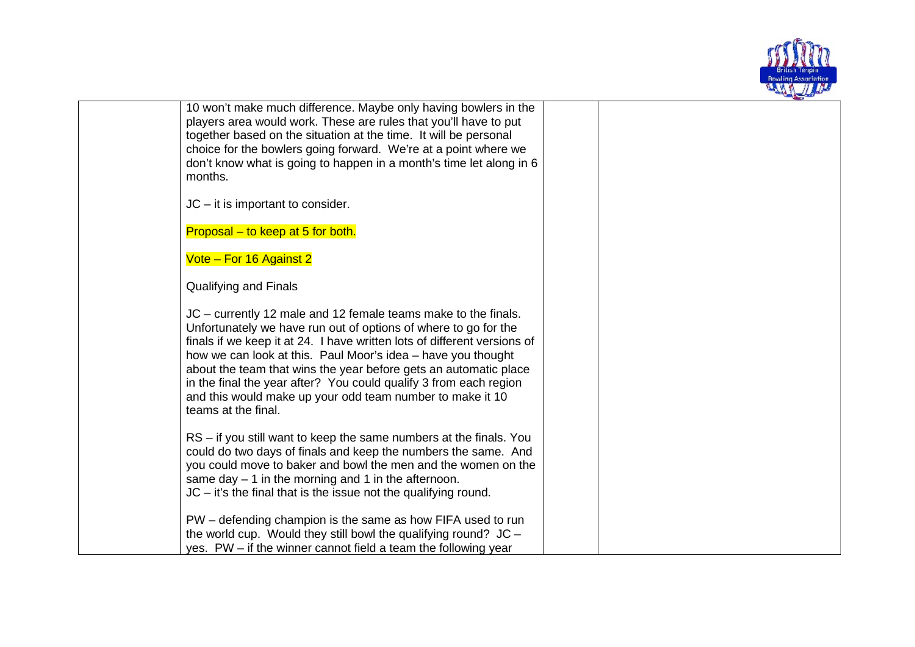| | | | |
|---|---|---|---|
| | 10 won't make much difference. Maybe only having bowlers in the players area would work. These are rules that you'll have to put together based on the situation at the time. It will be personal choice for the bowlers going forward. We're at a point where we don't know what is going to happen in a month's time let along in 6 months.<br><br>JC – it is important to consider.<br><br>Proposal – to keep at 5 for both.<br><br>Vote – For 16 Against 2<br><br>Qualifying and Finals<br><br>JC – currently 12 male and 12 female teams make to the finals. Unfortunately we have run out of options of where to go for the finals if we keep it at 24. I have written lots of different versions of how we can look at this. Paul Moor's idea – have you thought about the team that wins the year before gets an automatic place in the final the year after? You could qualify 3 from each region and this would make up your odd team number to make it 10 teams at the final.<br><br>RS – if you still want to keep the same numbers at the finals. You could do two days of finals and keep the numbers the same. And you could move to baker and bowl the men and the women on the same day – 1 in the morning and 1 in the afternoon.<br>JC – it's the final that is the issue not the qualifying round.<br><br>PW – defending champion is the same as how FIFA used to run the world cup. Would they still bowl the qualifying round? JC – yes. PW – if the winner cannot field a team the following year | | |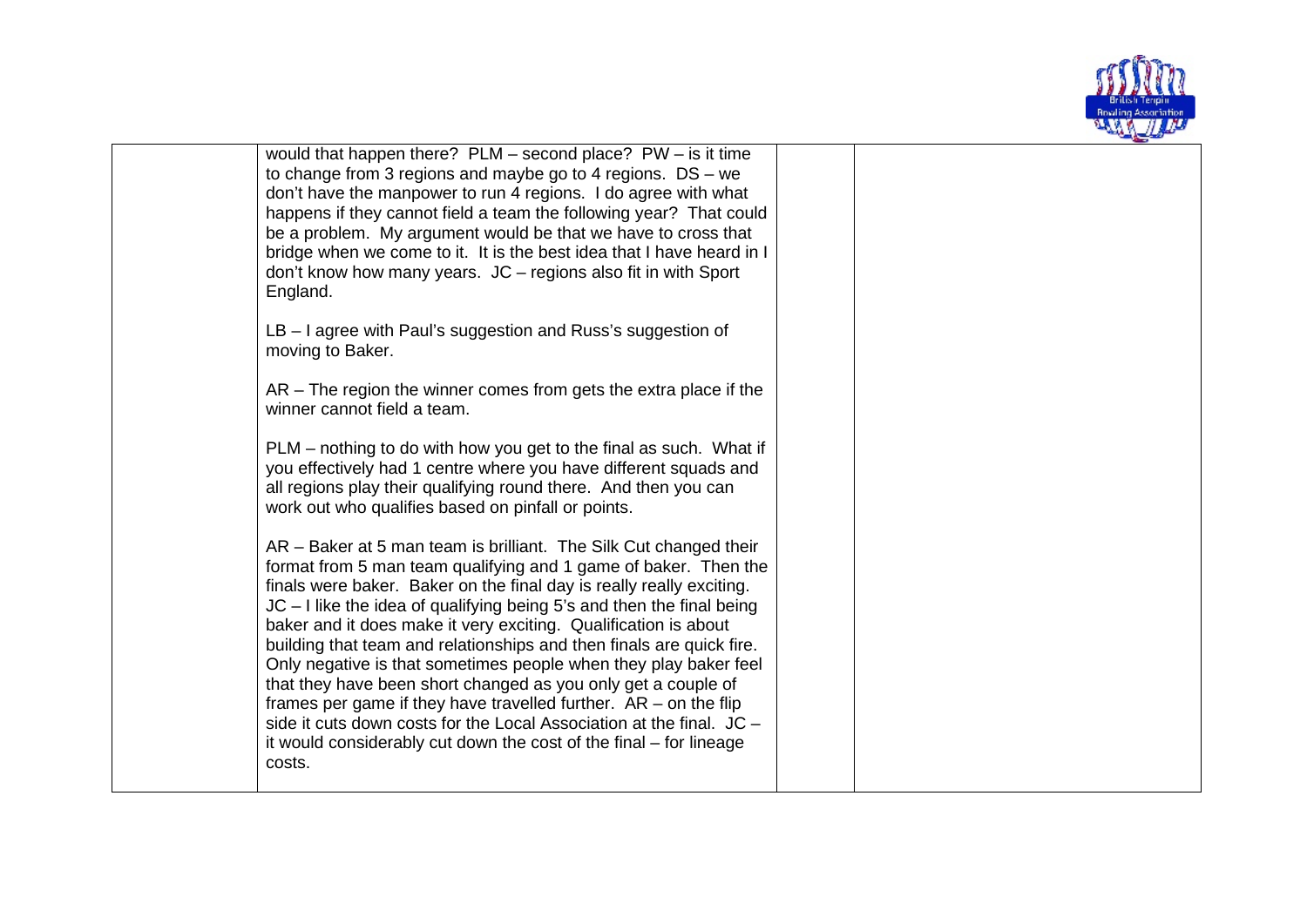| | | | |
|---|---|---|---|
| | would that happen there? PLM – second place? PW – is it time to change from 3 regions and maybe go to 4 regions. DS – we don't have the manpower to run 4 regions. I do agree with what happens if they cannot field a team the following year? That could be a problem. My argument would be that we have to cross that bridge when we come to it. It is the best idea that I have heard in I don't know how many years. JC – regions also fit in with Sport England.<br><br>LB – I agree with Paul's suggestion and Russ's suggestion of moving to Baker.<br><br>AR – The region the winner comes from gets the extra place if the winner cannot field a team.<br><br>PLM – nothing to do with how you get to the final as such. What if you effectively had 1 centre where you have different squads and all regions play their qualifying round there. And then you can work out who qualifies based on pinfall or points.<br><br>AR – Baker at 5 man team is brilliant. The Silk Cut changed their format from 5 man team qualifying and 1 game of baker. Then the finals were baker. Baker on the final day is really really exciting. JC – I like the idea of qualifying being 5's and then the final being baker and it does make it very exciting. Qualification is about building that team and relationships and then finals are quick fire. Only negative is that sometimes people when they play baker feel that they have been short changed as you only get a couple of frames per game if they have travelled further. AR – on the flip side it cuts down costs for the Local Association at the final. JC – it would considerably cut down the cost of the final – for lineage costs. | | |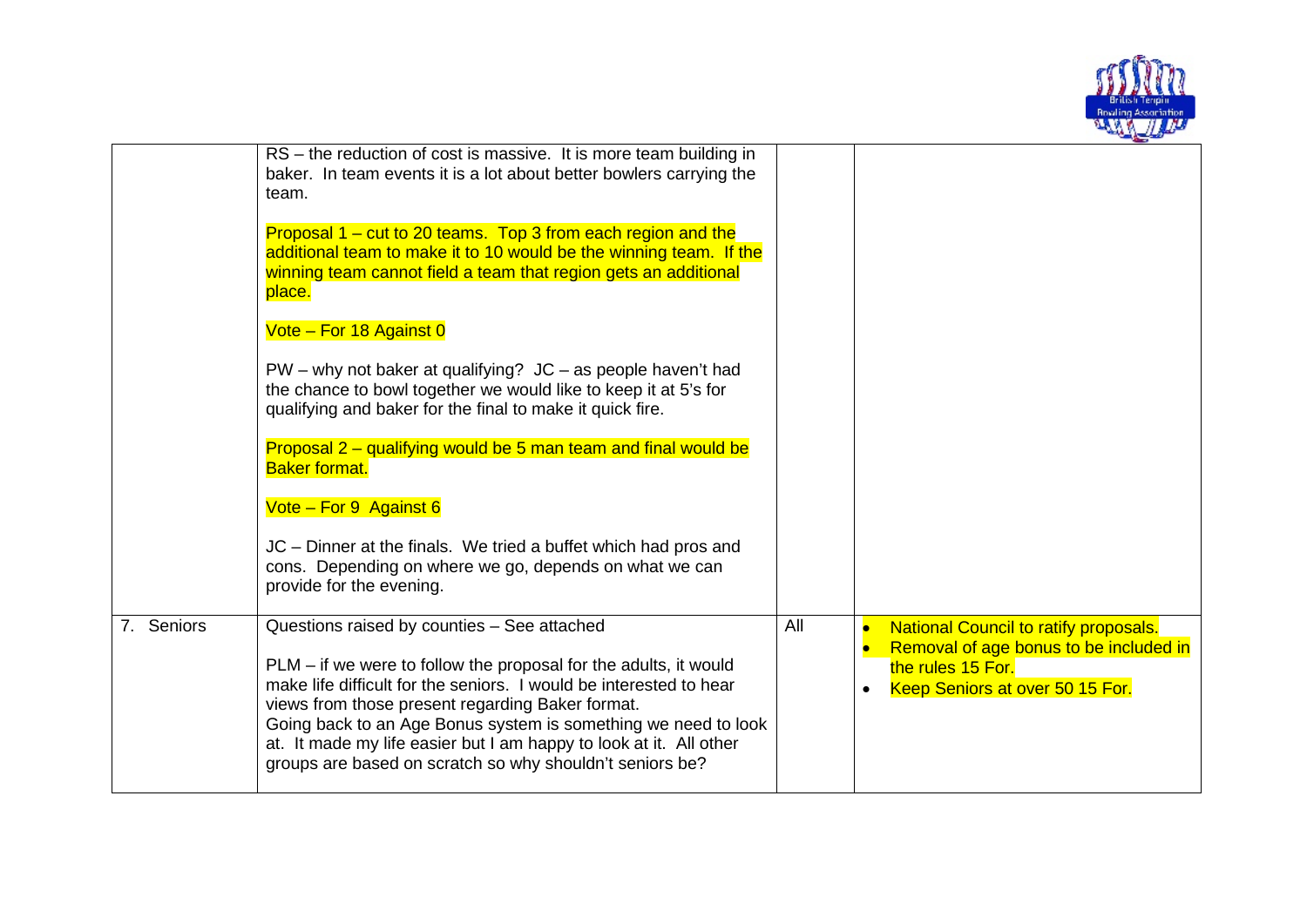| | | | |
|---|---|---|---|
| | RS – the reduction of cost is massive. It is more team building in baker. In team events it is a lot about better bowlers carrying the team.<br><br>Proposal 1 – cut to 20 teams. Top 3 from each region and the additional team to make it to 10 would be the winning team. If the winning team cannot field a team that region gets an additional place.<br><br>Vote – For 18 Against 0<br><br>PW – why not baker at qualifying? JC – as people haven't had the chance to bowl together we would like to keep it at 5's for qualifying and baker for the final to make it quick fire.<br><br>Proposal 2 – qualifying would be 5 man team and final would be Baker format.<br><br>Vote – For 9 Against 6<br><br>JC – Dinner at the finals. We tried a buffet which had pros and cons. Depending on where we go, depends on what we can provide for the evening. | | |
| 7. Seniors | Questions raised by counties – See attached<br><br>PLM – if we were to follow the proposal for the adults, it would make life difficult for the seniors. I would be interested to hear views from those present regarding Baker format.<br>Going back to an Age Bonus system is something we need to look at. It made my life easier but I am happy to look at it. All other groups are based on scratch so why shouldn't seniors be? | All | • National Council to ratify proposals.<br>• Removal of age bonus to be included in the rules 15 For.<br>• Keep Seniors at over 50 15 For. |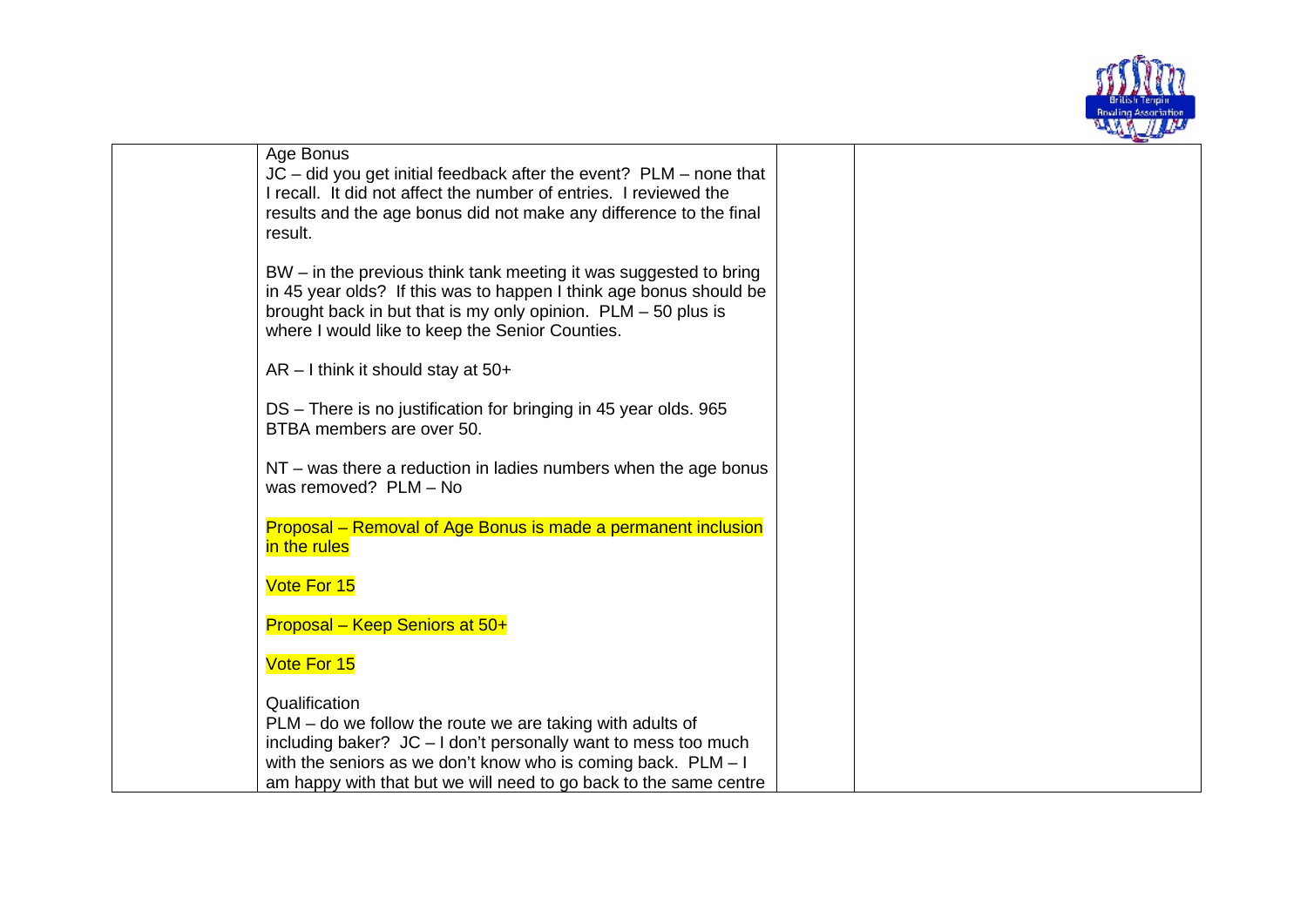| | Age Bonus<br>JC – did you get initial feedback after the event? PLM – none that I recall. It did not affect the number of entries. I reviewed the results and the age bonus did not make any difference to the final result.<br><br>BW – in the previous think tank meeting it was suggested to bring in 45 year olds? If this was to happen I think age bonus should be brought back in but that is my only opinion. PLM – 50 plus is where I would like to keep the Senior Counties.<br><br>AR – I think it should stay at 50+<br><br>DS – There is no justification for bringing in 45 year olds. 965 BTBA members are over 50.<br><br>NT – was there a reduction in ladies numbers when the age bonus was removed? PLM – No<br><br>Proposal – Removal of Age Bonus is made a permanent inclusion in the rules<br><br>Vote For 15<br><br>Proposal – Keep Seniors at 50+<br><br>Vote For 15<br><br>Qualification<br>PLM – do we follow the route we are taking with adults of including baker? JC – I don't personally want to mess too much with the seniors as we don't know who is coming back. PLM – I am happy with that but we will need to go back to the same centre | | |
|---|---|---|---|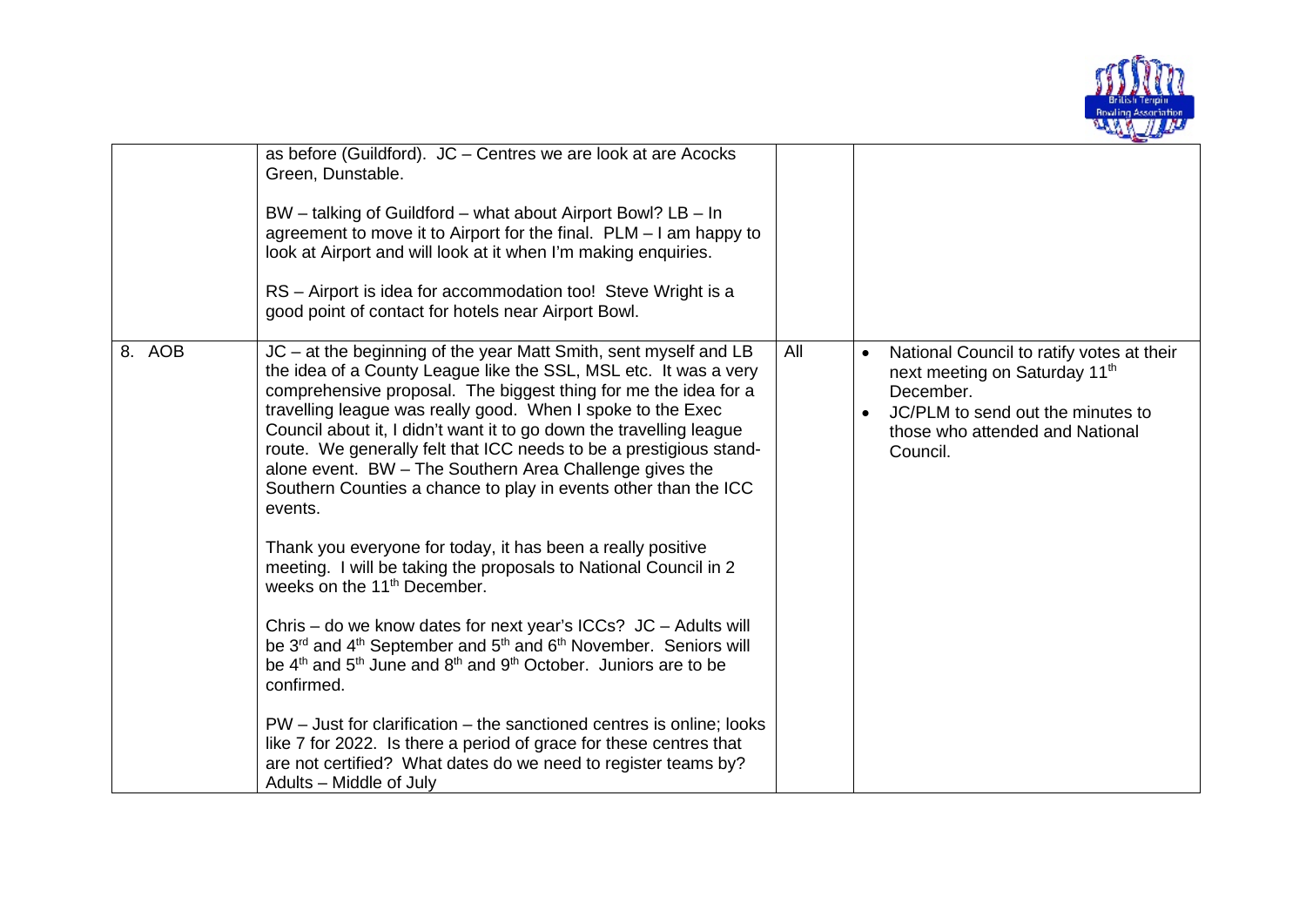| | | | |
|---|---|---|---|
| | as before (Guildford). JC – Centres we are look at are Acocks Green, Dunstable.<br><br>BW – talking of Guildford – what about Airport Bowl? LB – In agreement to move it to Airport for the final. PLM – I am happy to look at Airport and will look at it when I'm making enquiries.<br><br>RS – Airport is idea for accommodation too! Steve Wright is a good point of contact for hotels near Airport Bowl. | | |
| 8. AOB | JC – at the beginning of the year Matt Smith, sent myself and LB the idea of a County League like the SSL, MSL etc. It was a very comprehensive proposal. The biggest thing for me the idea for a travelling league was really good. When I spoke to the Exec Council about it, I didn't want it to go down the travelling league route. We generally felt that ICC needs to be a prestigious stand-alone event. BW – The Southern Area Challenge gives the Southern Counties a chance to play in events other than the ICC events.<br><br>Thank you everyone for today, it has been a really positive meeting. I will be taking the proposals to National Council in 2 weeks on the 11th December.<br><br>Chris – do we know dates for next year's ICCs? JC – Adults will be 3rd and 4th September and 5th and 6th November. Seniors will be 4th and 5th June and 8th and 9th October. Juniors are to be confirmed.<br><br>PW – Just for clarification – the sanctioned centres is online; looks like 7 for 2022. Is there a period of grace for these centres that are not certified? What dates do we need to register teams by? Adults – Middle of July | All | • National Council to ratify votes at their next meeting on Saturday 11th December.<br>• JC/PLM to send out the minutes to those who attended and National Council. |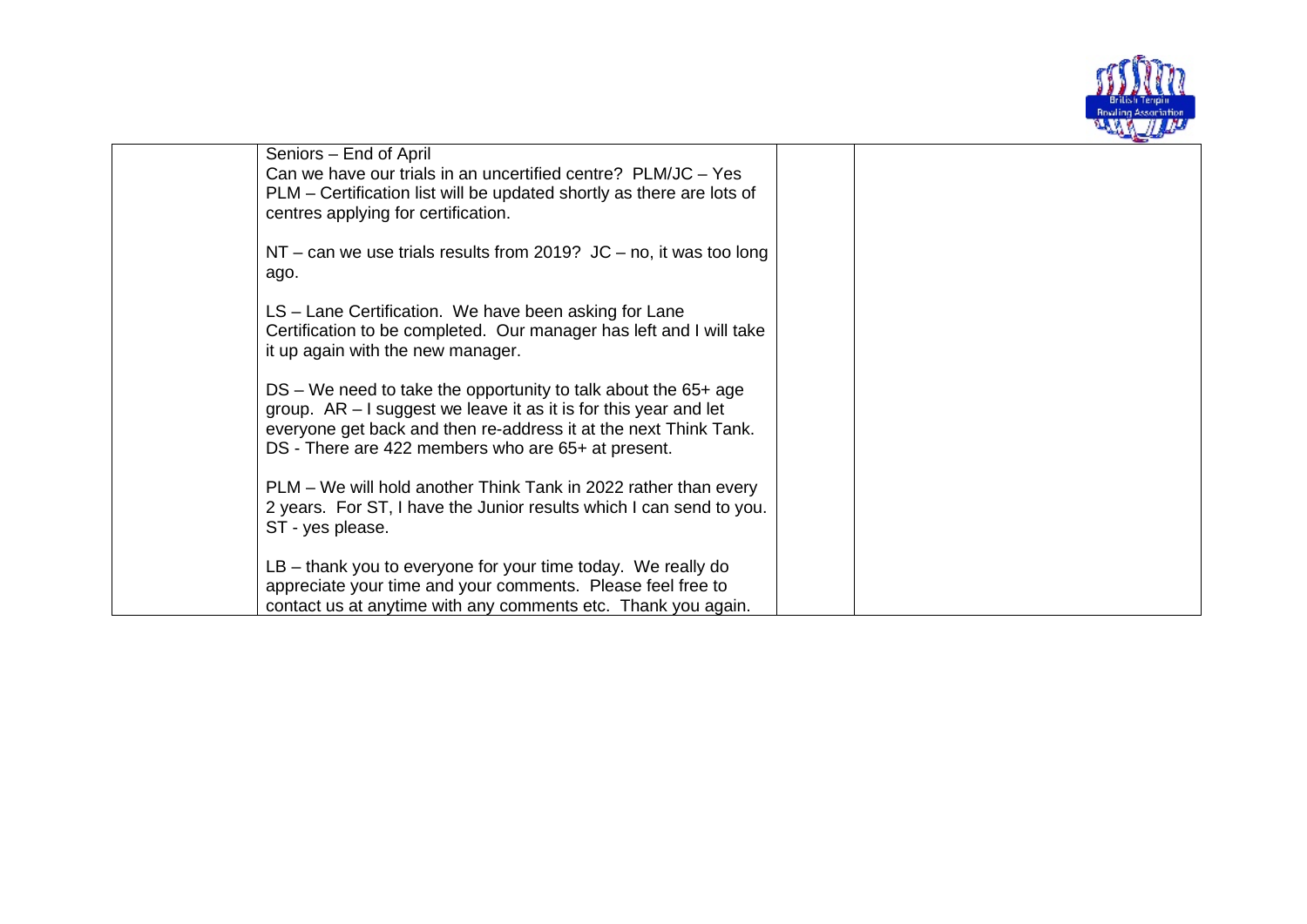| | | | |
|---|---|---|---|
| | Seniors – End of April<br>Can we have our trials in an uncertified centre? PLM/JC – Yes<br>PLM – Certification list will be updated shortly as there are lots of centres applying for certification.<br><br>NT – can we use trials results from 2019? JC – no, it was too long ago.<br><br>LS – Lane Certification. We have been asking for Lane Certification to be completed. Our manager has left and I will take it up again with the new manager.<br><br>DS – We need to take the opportunity to talk about the 65+ age group. AR – I suggest we leave it as it is for this year and let everyone get back and then re-address it at the next Think Tank.<br>DS - There are 422 members who are 65+ at present.<br><br>PLM – We will hold another Think Tank in 2022 rather than every 2 years. For ST, I have the Junior results which I can send to you.<br>ST - yes please.<br><br>LB – thank you to everyone for your time today. We really do appreciate your time and your comments. Please feel free to contact us at anytime with any comments etc. Thank you again. | | |